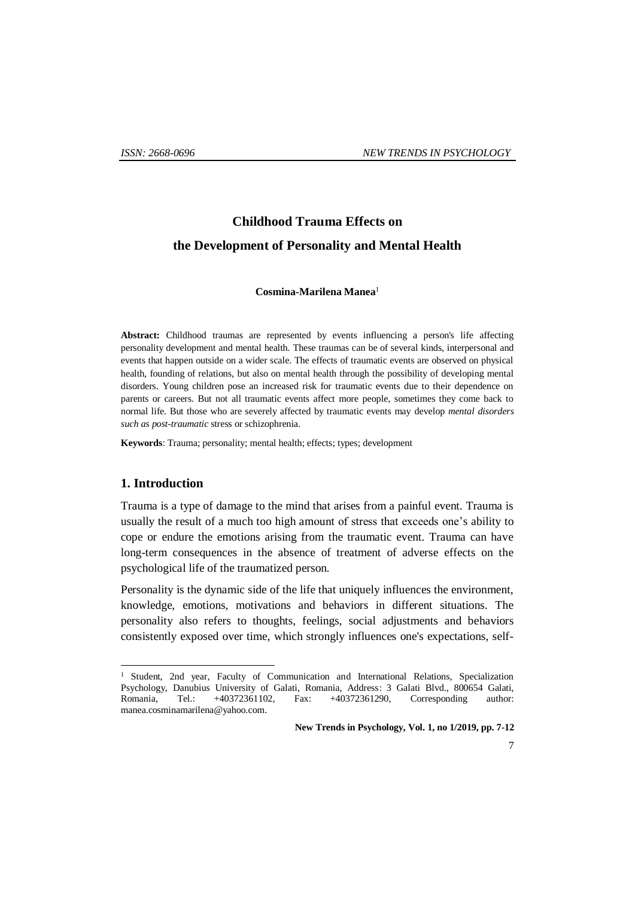# Childhood Trauma Effects on the Development of Personality and Mental Health

**Cosmina-Marilena Manea**[1]

**Abstract:** Childhood traumas are represented by events influencing a person's life affecting personality development and mental health. These traumas can be of several kinds, interpersonal and events that happen outside on a wider scale. The effects of traumatic events are observed on physical health, founding of relations, but also on mental health through the possibility of developing mental disorders. Young children pose an increased risk for traumatic events due to their dependence on parents or careers. But not all traumatic events affect more people, sometimes they come back to normal life. But those who are severely affected by traumatic events may develop *mental disorders such as post-traumatic* stress or schizophrenia.

**Keywords**: Trauma; personality; mental health; effects; types; development

## 1. Introduction

Trauma is a type of damage to the mind that arises from a painful event. Trauma is usually the result of a much too high amount of stress that exceeds one's ability to cope or endure the emotions arising from the traumatic event. Trauma can have long-term consequences in the absence of treatment of adverse effects on the psychological life of the traumatized person.

Personality is the dynamic side of the life that uniquely influences the environment, knowledge, emotions, motivations and behaviors in different situations. The personality also refers to thoughts, feelings, social adjustments and behaviors consistently exposed over time, which strongly influences one's expectations, self-

[1] Student, 2nd year, Faculty of Communication and International Relations, Specialization Psychology, Danubius University of Galati, Romania, Address: 3 Galati Blvd., 800654 Galati, Romania, Tel.: +40372361102, Fax: +40372361290, Corresponding author: manea.cosminamarilena@yahoo.com.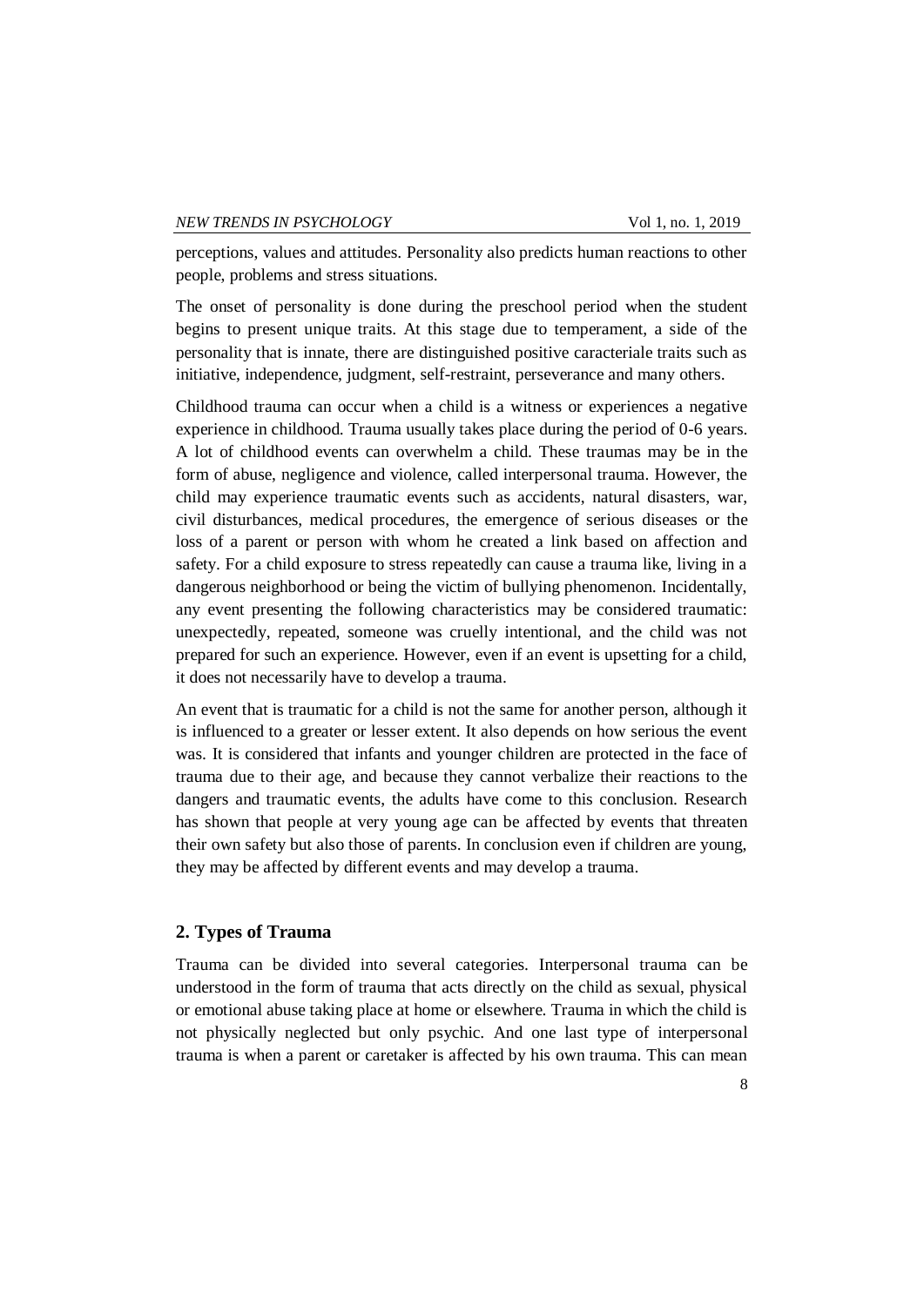perceptions, values and attitudes. Personality also predicts human reactions to other people, problems and stress situations.

The onset of personality is done during the preschool period when the student begins to present unique traits. At this stage due to temperament, a side of the personality that is innate, there are distinguished positive caracteriale traits such as initiative, independence, judgment, self-restraint, perseverance and many others.

Childhood trauma can occur when a child is a witness or experiences a negative experience in childhood. Trauma usually takes place during the period of 0-6 years. A lot of childhood events can overwhelm a child. These traumas may be in the form of abuse, negligence and violence, called interpersonal trauma. However, the child may experience traumatic events such as accidents, natural disasters, war, civil disturbances, medical procedures, the emergence of serious diseases or the loss of a parent or person with whom he created a link based on affection and safety. For a child exposure to stress repeatedly can cause a trauma like, living in a dangerous neighborhood or being the victim of bullying phenomenon. Incidentally, any event presenting the following characteristics may be considered traumatic: unexpectedly, repeated, someone was cruelly intentional, and the child was not prepared for such an experience. However, even if an event is upsetting for a child, it does not necessarily have to develop a trauma.

An event that is traumatic for a child is not the same for another person, although it is influenced to a greater or lesser extent. It also depends on how serious the event was. It is considered that infants and younger children are protected in the face of trauma due to their age, and because they cannot verbalize their reactions to the dangers and traumatic events, the adults have come to this conclusion. Research has shown that people at very young age can be affected by events that threaten their own safety but also those of parents. In conclusion even if children are young, they may be affected by different events and may develop a trauma.

## 2. Types of Trauma

Trauma can be divided into several categories. Interpersonal trauma can be understood in the form of trauma that acts directly on the child as sexual, physical or emotional abuse taking place at home or elsewhere. Trauma in which the child is not physically neglected but only psychic. And one last type of interpersonal trauma is when a parent or caretaker is affected by his own trauma. This can mean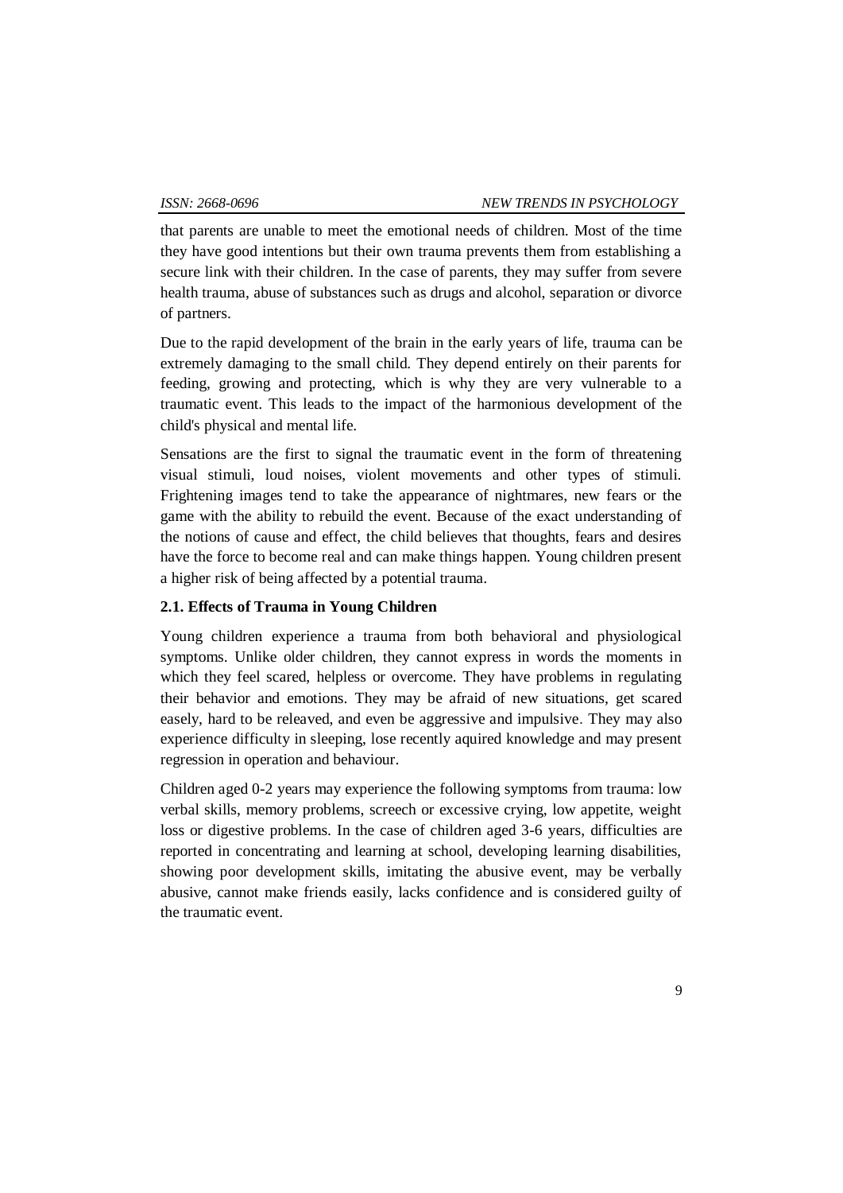that parents are unable to meet the emotional needs of children. Most of the time they have good intentions but their own trauma prevents them from establishing a secure link with their children. In the case of parents, they may suffer from severe health trauma, abuse of substances such as drugs and alcohol, separation or divorce of partners.

Due to the rapid development of the brain in the early years of life, trauma can be extremely damaging to the small child. They depend entirely on their parents for feeding, growing and protecting, which is why they are very vulnerable to a traumatic event. This leads to the impact of the harmonious development of the child's physical and mental life.

Sensations are the first to signal the traumatic event in the form of threatening visual stimuli, loud noises, violent movements and other types of stimuli. Frightening images tend to take the appearance of nightmares, new fears or the game with the ability to rebuild the event. Because of the exact understanding of the notions of cause and effect, the child believes that thoughts, fears and desires have the force to become real and can make things happen. Young children present a higher risk of being affected by a potential trauma.

### 2.1. Effects of Trauma in Young Children

Young children experience a trauma from both behavioral and physiological symptoms. Unlike older children, they cannot express in words the moments in which they feel scared, helpless or overcome. They have problems in regulating their behavior and emotions. They may be afraid of new situations, get scared easely, hard to be releaved, and even be aggressive and impulsive. They may also experience difficulty in sleeping, lose recently aquired knowledge and may present regression in operation and behaviour.

Children aged 0-2 years may experience the following symptoms from trauma: low verbal skills, memory problems, screech or excessive crying, low appetite, weight loss or digestive problems. In the case of children aged 3-6 years, difficulties are reported in concentrating and learning at school, developing learning disabilities, showing poor development skills, imitating the abusive event, may be verbally abusive, cannot make friends easily, lacks confidence and is considered guilty of the traumatic event.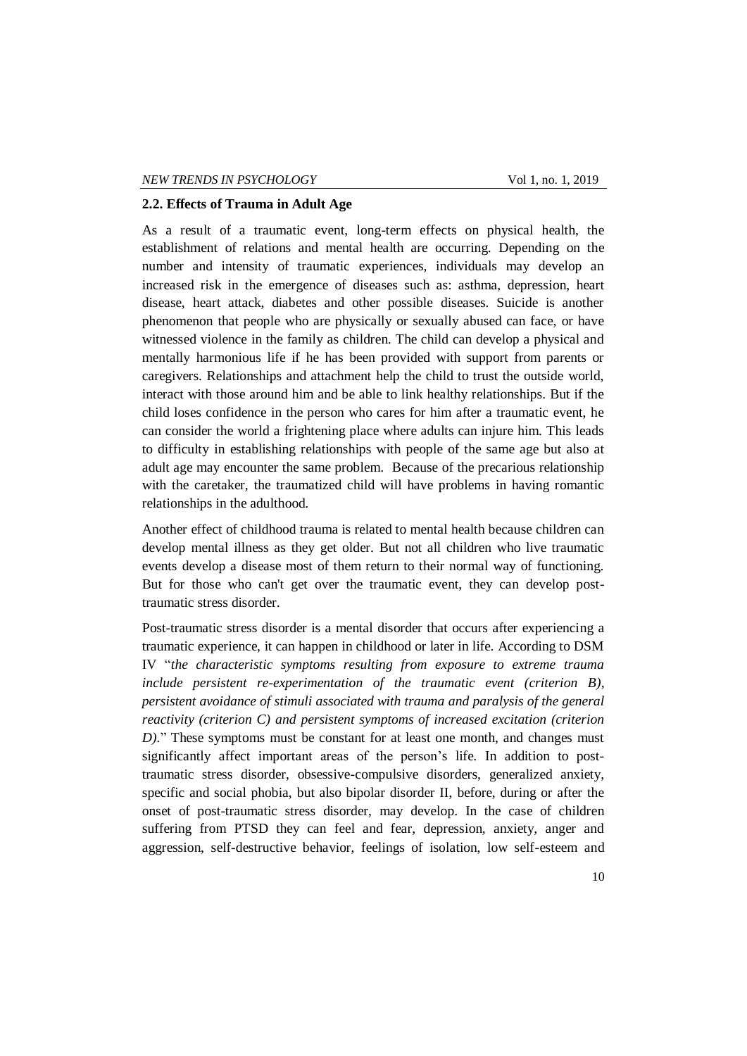### 2.2. Effects of Trauma in Adult Age

As a result of a traumatic event, long-term effects on physical health, the establishment of relations and mental health are occurring. Depending on the number and intensity of traumatic experiences, individuals may develop an increased risk in the emergence of diseases such as: asthma, depression, heart disease, heart attack, diabetes and other possible diseases. Suicide is another phenomenon that people who are physically or sexually abused can face, or have witnessed violence in the family as children. The child can develop a physical and mentally harmonious life if he has been provided with support from parents or caregivers. Relationships and attachment help the child to trust the outside world, interact with those around him and be able to link healthy relationships. But if the child loses confidence in the person who cares for him after a traumatic event, he can consider the world a frightening place where adults can injure him. This leads to difficulty in establishing relationships with people of the same age but also at adult age may encounter the same problem. Because of the precarious relationship with the caretaker, the traumatized child will have problems in having romantic relationships in the adulthood.

Another effect of childhood trauma is related to mental health because children can develop mental illness as they get older. But not all children who live traumatic events develop a disease most of them return to their normal way of functioning. But for those who can't get over the traumatic event, they can develop post-traumatic stress disorder.

Post-traumatic stress disorder is a mental disorder that occurs after experiencing a traumatic experience, it can happen in childhood or later in life. According to DSM IV "*the characteristic symptoms resulting from exposure to extreme trauma include persistent re-experimentation of the traumatic event (criterion B), persistent avoidance of stimuli associated with trauma and paralysis of the general reactivity (criterion C) and persistent symptoms of increased excitation (criterion D).*" These symptoms must be constant for at least one month, and changes must significantly affect important areas of the person's life. In addition to post-traumatic stress disorder, obsessive-compulsive disorders, generalized anxiety, specific and social phobia, but also bipolar disorder II, before, during or after the onset of post-traumatic stress disorder, may develop. In the case of children suffering from PTSD they can feel and fear, depression, anxiety, anger and aggression, self-destructive behavior, feelings of isolation, low self-esteem and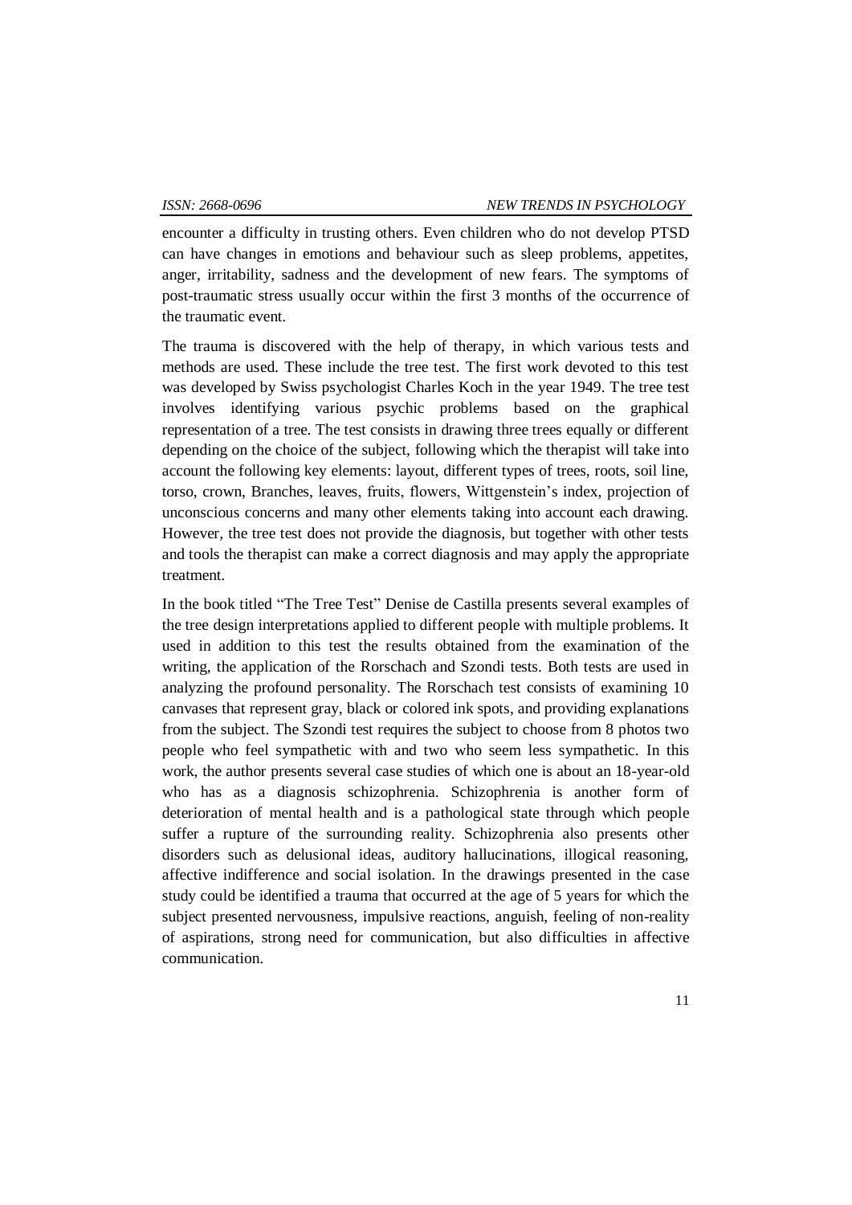encounter a difficulty in trusting others. Even children who do not develop PTSD can have changes in emotions and behaviour such as sleep problems, appetites, anger, irritability, sadness and the development of new fears. The symptoms of post-traumatic stress usually occur within the first 3 months of the occurrence of the traumatic event.

The trauma is discovered with the help of therapy, in which various tests and methods are used. These include the tree test. The first work devoted to this test was developed by Swiss psychologist Charles Koch in the year 1949. The tree test involves identifying various psychic problems based on the graphical representation of a tree. The test consists in drawing three trees equally or different depending on the choice of the subject, following which the therapist will take into account the following key elements: layout, different types of trees, roots, soil line, torso, crown, Branches, leaves, fruits, flowers, Wittgenstein's index, projection of unconscious concerns and many other elements taking into account each drawing. However, the tree test does not provide the diagnosis, but together with other tests and tools the therapist can make a correct diagnosis and may apply the appropriate treatment.

In the book titled "The Tree Test" Denise de Castilla presents several examples of the tree design interpretations applied to different people with multiple problems. It used in addition to this test the results obtained from the examination of the writing, the application of the Rorschach and Szondi tests. Both tests are used in analyzing the profound personality. The Rorschach test consists of examining 10 canvases that represent gray, black or colored ink spots, and providing explanations from the subject. The Szondi test requires the subject to choose from 8 photos two people who feel sympathetic with and two who seem less sympathetic. In this work, the author presents several case studies of which one is about an 18-year-old who has as a diagnosis schizophrenia. Schizophrenia is another form of deterioration of mental health and is a pathological state through which people suffer a rupture of the surrounding reality. Schizophrenia also presents other disorders such as delusional ideas, auditory hallucinations, illogical reasoning, affective indifference and social isolation. In the drawings presented in the case study could be identified a trauma that occurred at the age of 5 years for which the subject presented nervousness, impulsive reactions, anguish, feeling of non-reality of aspirations, strong need for communication, but also difficulties in affective communication.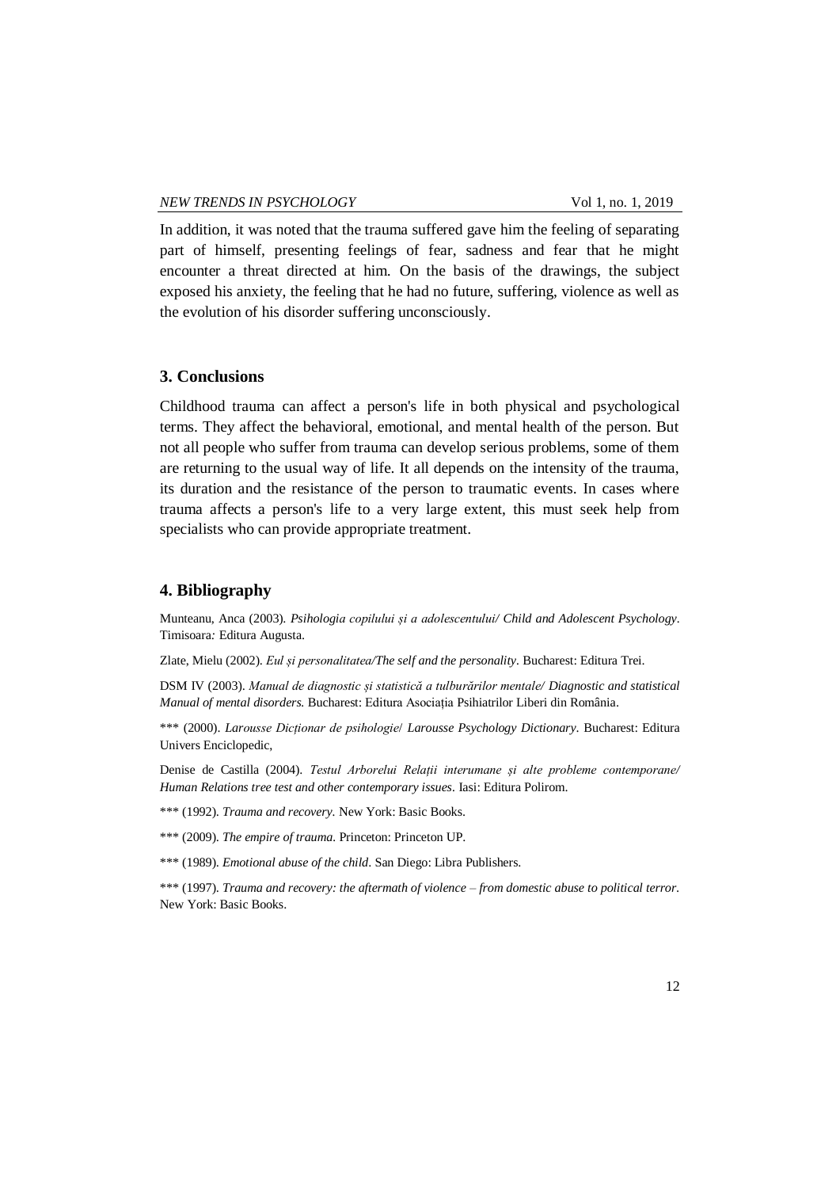In addition, it was noted that the trauma suffered gave him the feeling of separating part of himself, presenting feelings of fear, sadness and fear that he might encounter a threat directed at him. On the basis of the drawings, the subject exposed his anxiety, the feeling that he had no future, suffering, violence as well as the evolution of his disorder suffering unconsciously.

## 3. Conclusions

Childhood trauma can affect a person's life in both physical and psychological terms. They affect the behavioral, emotional, and mental health of the person. But not all people who suffer from trauma can develop serious problems, some of them are returning to the usual way of life. It all depends on the intensity of the trauma, its duration and the resistance of the person to traumatic events. In cases where trauma affects a person's life to a very large extent, this must seek help from specialists who can provide appropriate treatment.

## 4. Bibliography

Munteanu, Anca (2003). *Psihologia copilului și a adolescentului/ Child and Adolescent Psychology*. Timisoara: Editura Augusta.

Zlate, Mielu (2002). *Eul și personalitatea/The self and the personality*. Bucharest: Editura Trei.

DSM IV (2003). *Manual de diagnostic și statistică a tulburărilor mentale/ Diagnostic and statistical Manual of mental disorders.* Bucharest: Editura Asociația Psihiatrilor Liberi din România.

*** (2000). *Larousse Dicționar de psihologie/ Larousse Psychology Dictionary*. Bucharest: Editura Univers Enciclopedic,

Denise de Castilla (2004). *Testul Arborelui Relații interumane și alte probleme contemporane/ Human Relations tree test and other contemporary issues*. Iasi: Editura Polirom.

*** (1992). *Trauma and recovery.* New York: Basic Books.

*** (2009). *The empire of trauma.* Princeton: Princeton UP.

*** (1989). *Emotional abuse of the child.* San Diego: Libra Publishers.

*** (1997). *Trauma and recovery: the aftermath of violence – from domestic abuse to political terror.* New York: Basic Books.